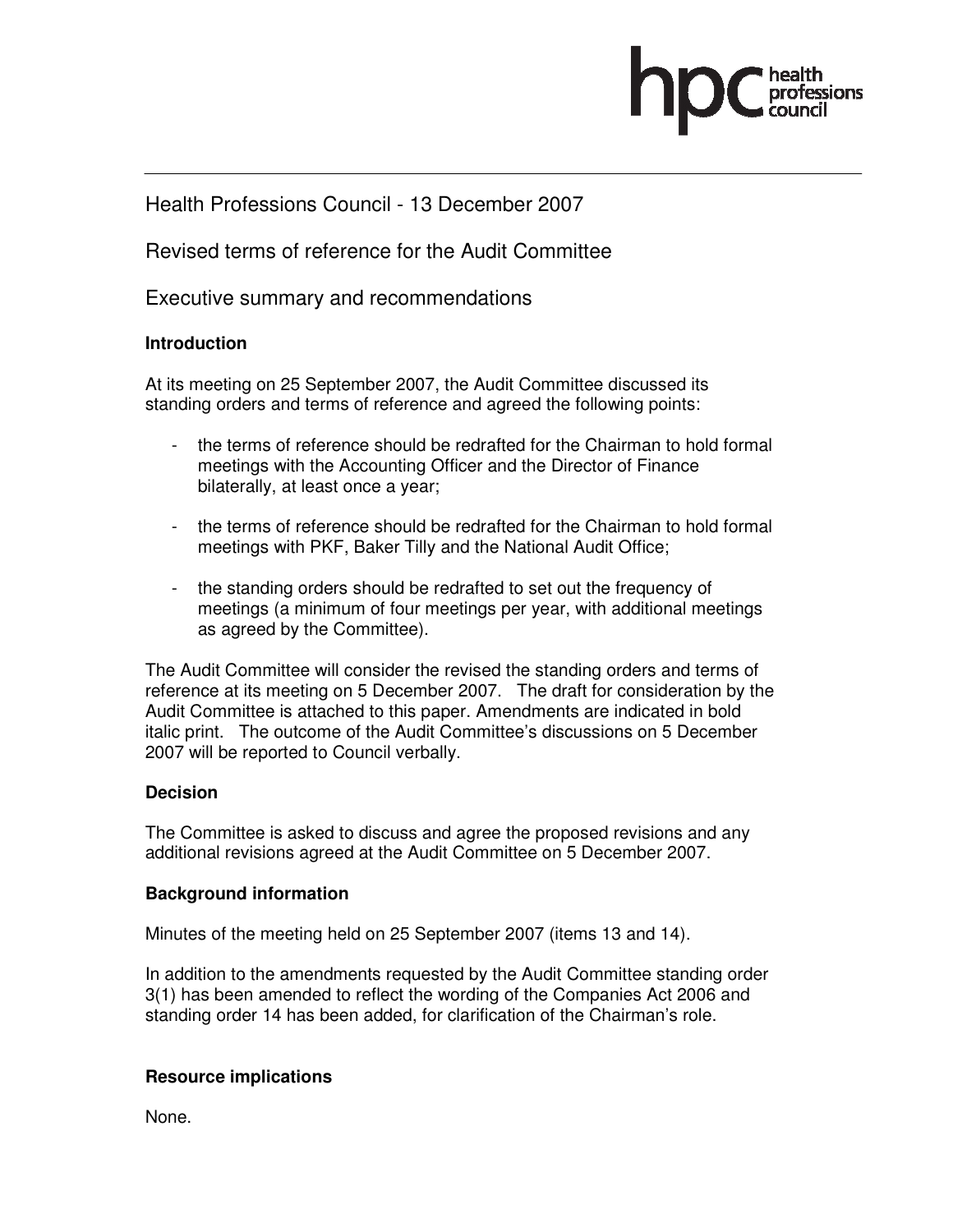Health Professions Council - 13 December 2007

Revised terms of reference for the Audit Committee

Executive summary and recommendations

**Introduction**

At its meeting on 25 September 2007, the Audit Committee discussed its standing orders and terms of reference and agreed the following points:

- the terms of reference should be redrafted for the Chairman to hold formal meetings with the Accounting Officer and the Director of Finance bilaterally, at least once a year;
- the terms of reference should be redrafted for the Chairman to hold formal meetings with PKF, Baker Tilly and the National Audit Office;
- the standing orders should be redrafted to set out the frequency of meetings (a minimum of four meetings per year, with additional meetings as agreed by the Committee).

The Audit Committee will consider the revised the standing orders and terms of reference at its meeting on 5 December 2007. The draft for consideration by the Audit Committee is attached to this paper. Amendments are indicated in bold italic print. The outcome of the Audit Committee's discussions on 5 December 2007 will be reported to Council verbally.

**Decision**

The Committee is asked to discuss and agree the proposed revisions and any additional revisions agreed at the Audit Committee on 5 December 2007.

**Background information**

Minutes of the meeting held on 25 September 2007 (items 13 and 14).

In addition to the amendments requested by the Audit Committee standing order 3(1) has been amended to reflect the wording of the Companies Act 2006 and standing order 14 has been added, for clarification of the Chairman's role.

**Resource implications**

None.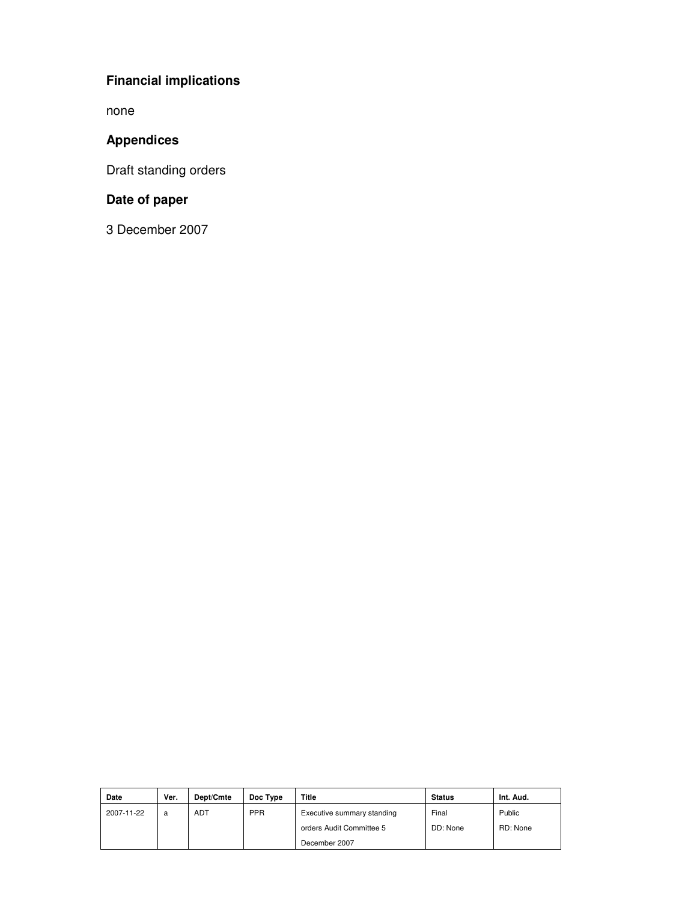### Financial implications

none

### Appendices

Draft standing orders

### Date of paper

3 December 2007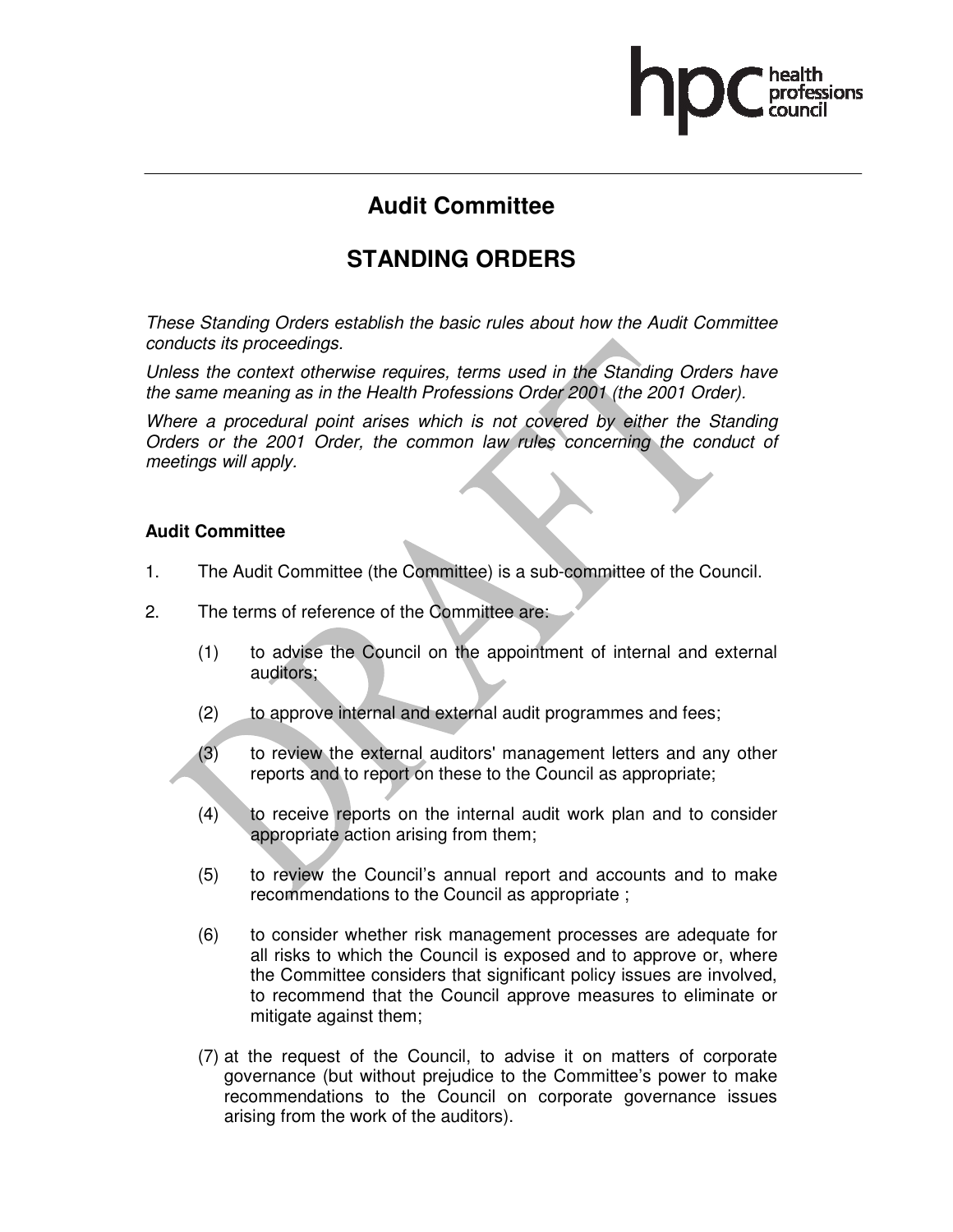# Audit Committee

# STANDING ORDERS

*These Standing Orders establish the basic rules about how the Audit Committee conducts its proceedings.*

*Unless the context otherwise requires, terms used in the Standing Orders have the same meaning as in the Health Professions Order 2001 (the 2001 Order).*

*Where a procedural point arises which is not covered by either the Standing Orders or the 2001 Order, the common law rules concerning the conduct of meetings will apply.*

**Audit Committee**

1. The Audit Committee (the Committee) is a sub-committee of the Council.

2. The terms of reference of the Committee are:

   (1) to advise the Council on the appointment of internal and external auditors;

   (2) to approve internal and external audit programmes and fees;

   (3) to review the external auditors' management letters and any other reports and to report on these to the Council as appropriate;

   (4) to receive reports on the internal audit work plan and to consider appropriate action arising from them;

   (5) to review the Council's annual report and accounts and to make recommendations to the Council as appropriate ;

   (6) to consider whether risk management processes are adequate for all risks to which the Council is exposed and to approve or, where the Committee considers that significant policy issues are involved, to recommend that the Council approve measures to eliminate or mitigate against them;

   (7) at the request of the Council, to advise it on matters of corporate governance (but without prejudice to the Committee's power to make recommendations to the Council on corporate governance issues arising from the work of the auditors).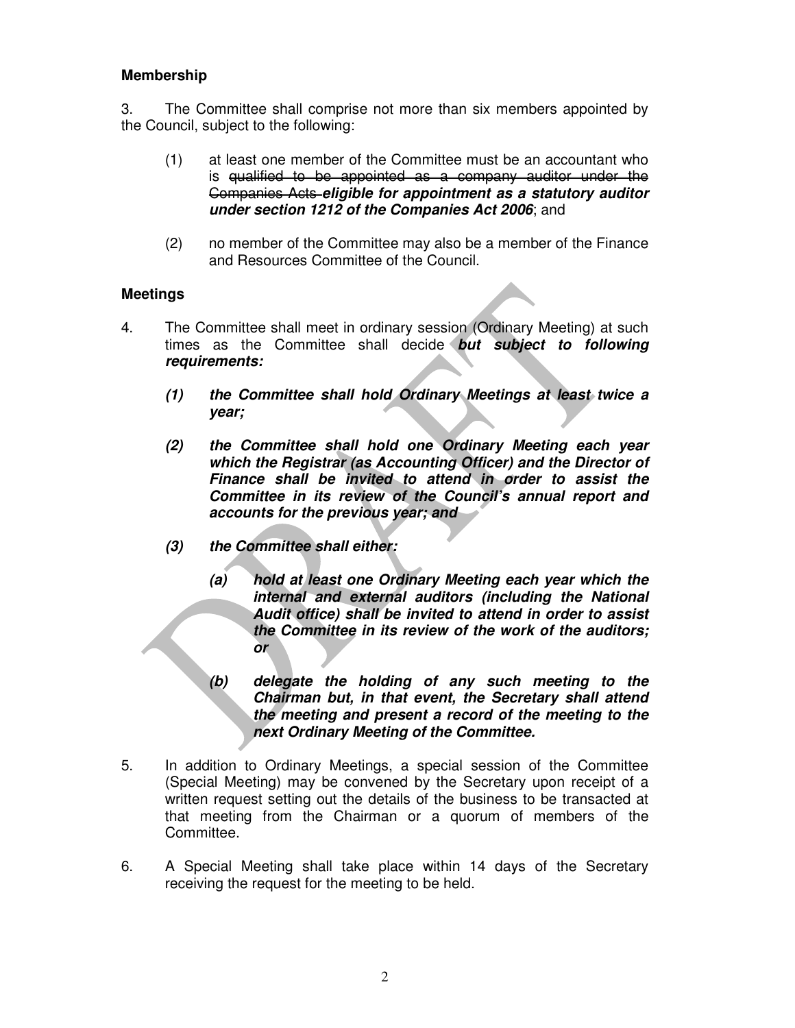**Membership**

3. The Committee shall comprise not more than six members appointed by the Council, subject to the following:

(1) at least one member of the Committee must be an accountant who is ~~qualified to be appointed as a company auditor under the Companies Acts~~ ***eligible for appointment as a statutory auditor under section 1212 of the Companies Act 2006***; and

(2) no member of the Committee may also be a member of the Finance and Resources Committee of the Council.

**Meetings**

4. The Committee shall meet in ordinary session (Ordinary Meeting) at such times as the Committee shall decide ***but subject to following requirements:***

***(1) the Committee shall hold Ordinary Meetings at least twice a year;***

***(2) the Committee shall hold one Ordinary Meeting each year which the Registrar (as Accounting Officer) and the Director of Finance shall be invited to attend in order to assist the Committee in its review of the Council's annual report and accounts for the previous year; and***

***(3) the Committee shall either:***

***(a) hold at least one Ordinary Meeting each year which the internal and external auditors (including the National Audit office) shall be invited to attend in order to assist the Committee in its review of the work of the auditors; or***

***(b) delegate the holding of any such meeting to the Chairman but, in that event, the Secretary shall attend the meeting and present a record of the meeting to the next Ordinary Meeting of the Committee.***

5. In addition to Ordinary Meetings, a special session of the Committee (Special Meeting) may be convened by the Secretary upon receipt of a written request setting out the details of the business to be transacted at that meeting from the Chairman or a quorum of members of the Committee.

6. A Special Meeting shall take place within 14 days of the Secretary receiving the request for the meeting to be held.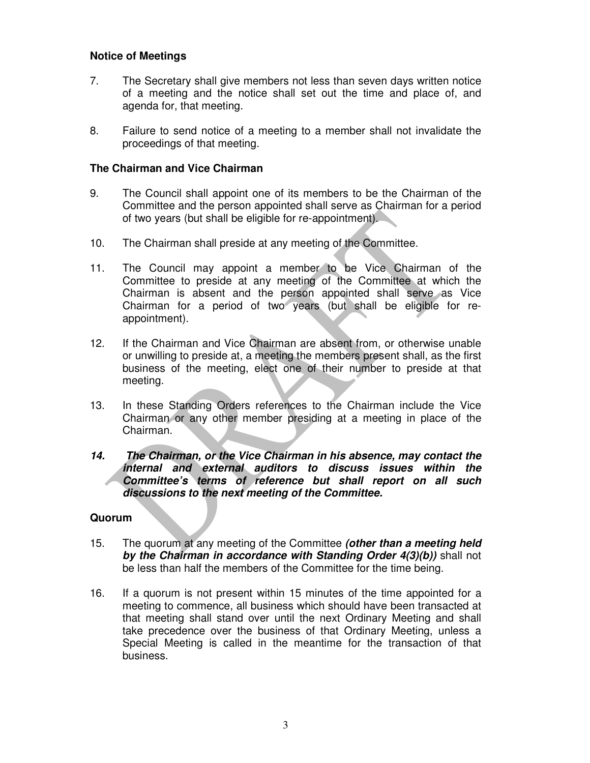### Notice of Meetings

7. The Secretary shall give members not less than seven days written notice of a meeting and the notice shall set out the time and place of, and agenda for, that meeting.

8. Failure to send notice of a meeting to a member shall not invalidate the proceedings of that meeting.

### The Chairman and Vice Chairman

9. The Council shall appoint one of its members to be the Chairman of the Committee and the person appointed shall serve as Chairman for a period of two years (but shall be eligible for re-appointment).

10. The Chairman shall preside at any meeting of the Committee.

11. The Council may appoint a member to be Vice Chairman of the Committee to preside at any meeting of the Committee at which the Chairman is absent and the person appointed shall serve as Vice Chairman for a period of two years (but shall be eligible for re-appointment).

12. If the Chairman and Vice Chairman are absent from, or otherwise unable or unwilling to preside at, a meeting the members present shall, as the first business of the meeting, elect one of their number to preside at that meeting.

13. In these Standing Orders references to the Chairman include the Vice Chairman or any other member presiding at a meeting in place of the Chairman.

***14. The Chairman, or the Vice Chairman in his absence, may contact the internal and external auditors to discuss issues within the Committee's terms of reference but shall report on all such discussions to the next meeting of the Committee.***

### Quorum

15. The quorum at any meeting of the Committee ***(other than a meeting held by the Chairman in accordance with Standing Order 4(3)(b))*** shall not be less than half the members of the Committee for the time being.

16. If a quorum is not present within 15 minutes of the time appointed for a meeting to commence, all business which should have been transacted at that meeting shall stand over until the next Ordinary Meeting and shall take precedence over the business of that Ordinary Meeting, unless a Special Meeting is called in the meantime for the transaction of that business.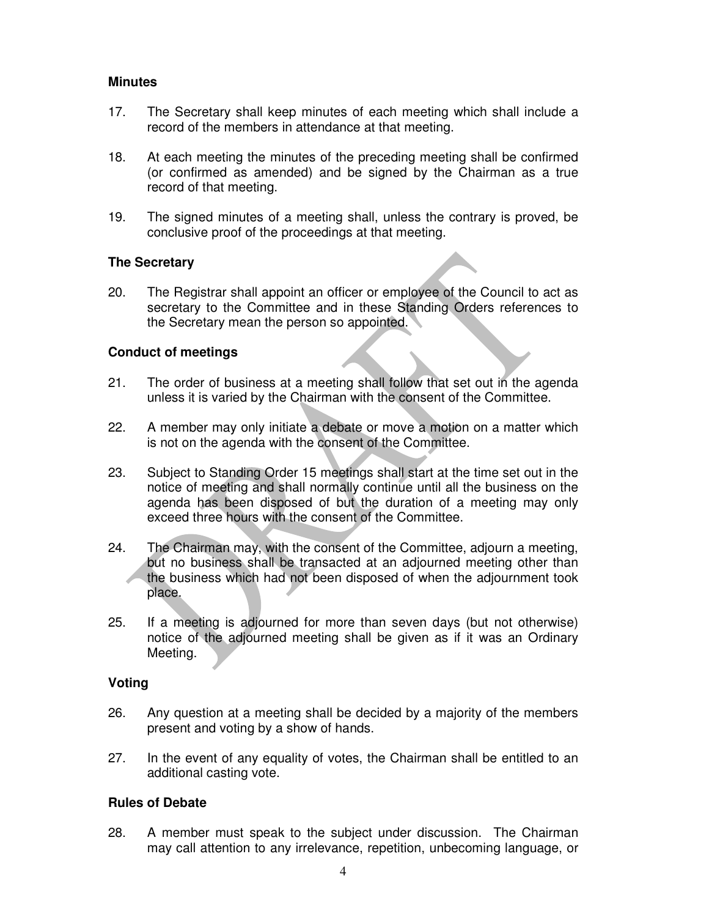### Minutes

17. The Secretary shall keep minutes of each meeting which shall include a record of the members in attendance at that meeting.

18. At each meeting the minutes of the preceding meeting shall be confirmed (or confirmed as amended) and be signed by the Chairman as a true record of that meeting.

19. The signed minutes of a meeting shall, unless the contrary is proved, be conclusive proof of the proceedings at that meeting.

### The Secretary

20. The Registrar shall appoint an officer or employee of the Council to act as secretary to the Committee and in these Standing Orders references to the Secretary mean the person so appointed.

### Conduct of meetings

21. The order of business at a meeting shall follow that set out in the agenda unless it is varied by the Chairman with the consent of the Committee.

22. A member may only initiate a debate or move a motion on a matter which is not on the agenda with the consent of the Committee.

23. Subject to Standing Order 15 meetings shall start at the time set out in the notice of meeting and shall normally continue until all the business on the agenda has been disposed of but the duration of a meeting may only exceed three hours with the consent of the Committee.

24. The Chairman may, with the consent of the Committee, adjourn a meeting, but no business shall be transacted at an adjourned meeting other than the business which had not been disposed of when the adjournment took place.

25. If a meeting is adjourned for more than seven days (but not otherwise) notice of the adjourned meeting shall be given as if it was an Ordinary Meeting.

### Voting

26. Any question at a meeting shall be decided by a majority of the members present and voting by a show of hands.

27. In the event of any equality of votes, the Chairman shall be entitled to an additional casting vote.

### Rules of Debate

28. A member must speak to the subject under discussion. The Chairman may call attention to any irrelevance, repetition, unbecoming language, or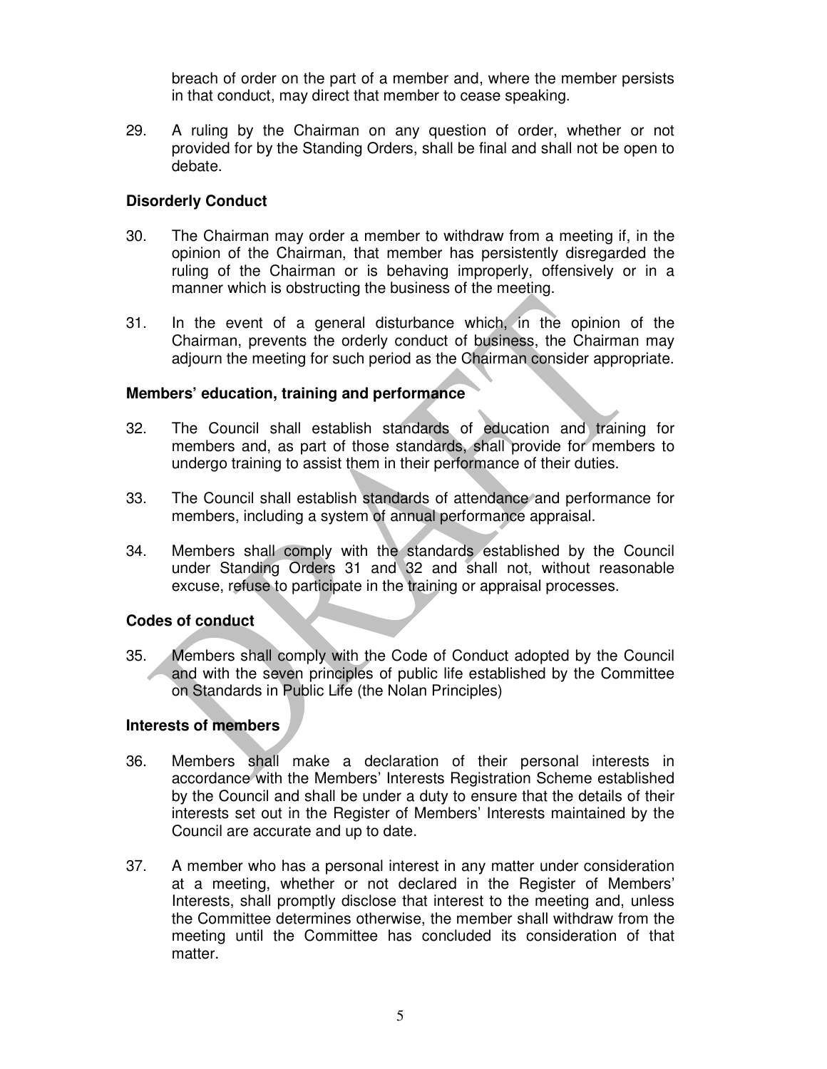breach of order on the part of a member and, where the member persists in that conduct, may direct that member to cease speaking.

29. A ruling by the Chairman on any question of order, whether or not provided for by the Standing Orders, shall be final and shall not be open to debate.

**Disorderly Conduct**

30. The Chairman may order a member to withdraw from a meeting if, in the opinion of the Chairman, that member has persistently disregarded the ruling of the Chairman or is behaving improperly, offensively or in a manner which is obstructing the business of the meeting.

31. In the event of a general disturbance which, in the opinion of the Chairman, prevents the orderly conduct of business, the Chairman may adjourn the meeting for such period as the Chairman consider appropriate.

**Members' education, training and performance**

32. The Council shall establish standards of education and training for members and, as part of those standards, shall provide for members to undergo training to assist them in their performance of their duties.

33. The Council shall establish standards of attendance and performance for members, including a system of annual performance appraisal.

34. Members shall comply with the standards established by the Council under Standing Orders 31 and 32 and shall not, without reasonable excuse, refuse to participate in the training or appraisal processes.

**Codes of conduct**

35. Members shall comply with the Code of Conduct adopted by the Council and with the seven principles of public life established by the Committee on Standards in Public Life (the Nolan Principles)

**Interests of members**

36. Members shall make a declaration of their personal interests in accordance with the Members' Interests Registration Scheme established by the Council and shall be under a duty to ensure that the details of their interests set out in the Register of Members' Interests maintained by the Council are accurate and up to date.

37. A member who has a personal interest in any matter under consideration at a meeting, whether or not declared in the Register of Members' Interests, shall promptly disclose that interest to the meeting and, unless the Committee determines otherwise, the member shall withdraw from the meeting until the Committee has concluded its consideration of that matter.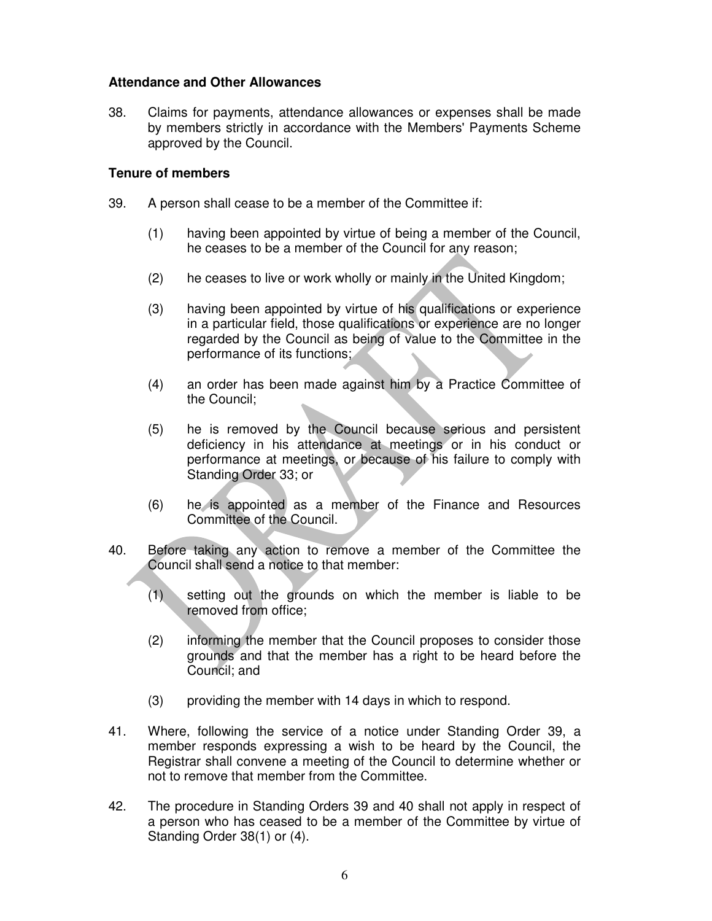**Attendance and Other Allowances**

38. Claims for payments, attendance allowances or expenses shall be made by members strictly in accordance with the Members' Payments Scheme approved by the Council.

**Tenure of members**

39. A person shall cease to be a member of the Committee if:

    (1) having been appointed by virtue of being a member of the Council, he ceases to be a member of the Council for any reason;

    (2) he ceases to live or work wholly or mainly in the United Kingdom;

    (3) having been appointed by virtue of his qualifications or experience in a particular field, those qualifications or experience are no longer regarded by the Council as being of value to the Committee in the performance of its functions;

    (4) an order has been made against him by a Practice Committee of the Council;

    (5) he is removed by the Council because serious and persistent deficiency in his attendance at meetings or in his conduct or performance at meetings, or because of his failure to comply with Standing Order 33; or

    (6) he is appointed as a member of the Finance and Resources Committee of the Council.

40. Before taking any action to remove a member of the Committee the Council shall send a notice to that member:

    (1) setting out the grounds on which the member is liable to be removed from office;

    (2) informing the member that the Council proposes to consider those grounds and that the member has a right to be heard before the Council; and

    (3) providing the member with 14 days in which to respond.

41. Where, following the service of a notice under Standing Order 39, a member responds expressing a wish to be heard by the Council, the Registrar shall convene a meeting of the Council to determine whether or not to remove that member from the Committee.

42. The procedure in Standing Orders 39 and 40 shall not apply in respect of a person who has ceased to be a member of the Committee by virtue of Standing Order 38(1) or (4).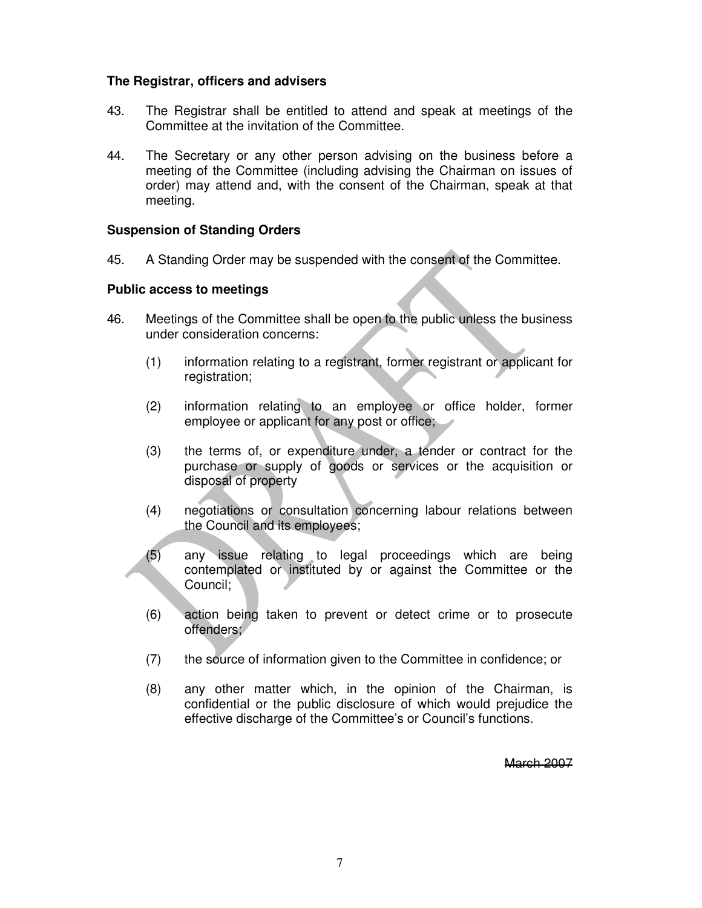### The Registrar, officers and advisers

43. The Registrar shall be entitled to attend and speak at meetings of the Committee at the invitation of the Committee.

44. The Secretary or any other person advising on the business before a meeting of the Committee (including advising the Chairman on issues of order) may attend and, with the consent of the Chairman, speak at that meeting.

### Suspension of Standing Orders

45. A Standing Order may be suspended with the consent of the Committee.

### Public access to meetings

46. Meetings of the Committee shall be open to the public unless the business under consideration concerns:

    (1) information relating to a registrant, former registrant or applicant for registration;

    (2) information relating to an employee or office holder, former employee or applicant for any post or office;

    (3) the terms of, or expenditure under, a tender or contract for the purchase or supply of goods or services or the acquisition or disposal of property

    (4) negotiations or consultation concerning labour relations between the Council and its employees;

    (5) any issue relating to legal proceedings which are being contemplated or instituted by or against the Committee or the Council;

    (6) action being taken to prevent or detect crime or to prosecute offenders;

    (7) the source of information given to the Committee in confidence; or

    (8) any other matter which, in the opinion of the Chairman, is confidential or the public disclosure of which would prejudice the effective discharge of the Committee's or Council's functions.

~~March 2007~~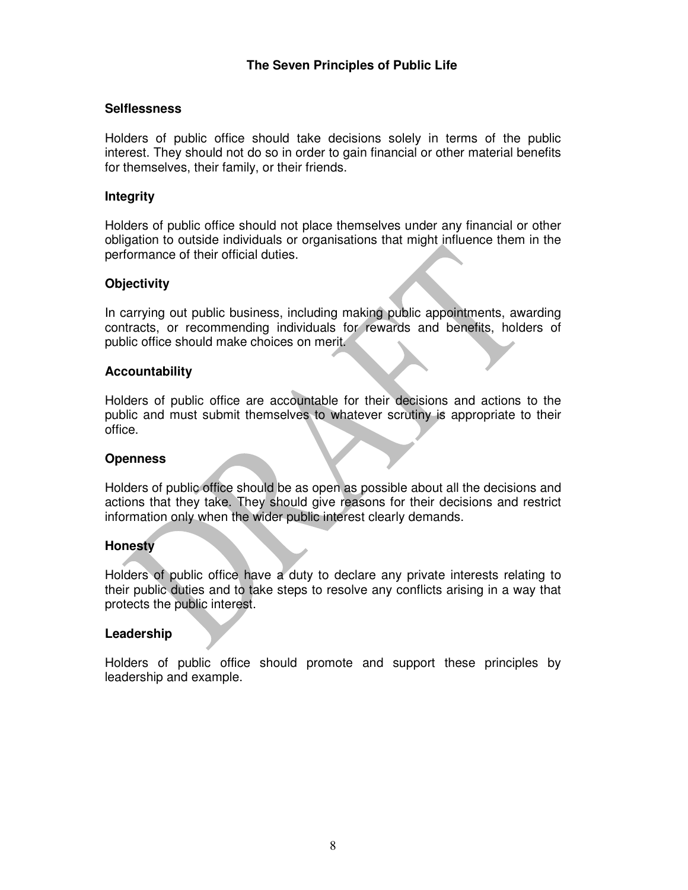# The Seven Principles of Public Life

## Selflessness

Holders of public office should take decisions solely in terms of the public interest. They should not do so in order to gain financial or other material benefits for themselves, their family, or their friends.

## Integrity

Holders of public office should not place themselves under any financial or other obligation to outside individuals or organisations that might influence them in the performance of their official duties.

## Objectivity

In carrying out public business, including making public appointments, awarding contracts, or recommending individuals for rewards and benefits, holders of public office should make choices on merit.

## Accountability

Holders of public office are accountable for their decisions and actions to the public and must submit themselves to whatever scrutiny is appropriate to their office.

## Openness

Holders of public office should be as open as possible about all the decisions and actions that they take. They should give reasons for their decisions and restrict information only when the wider public interest clearly demands.

## Honesty

Holders of public office have a duty to declare any private interests relating to their public duties and to take steps to resolve any conflicts arising in a way that protects the public interest.

## Leadership

Holders of public office should promote and support these principles by leadership and example.